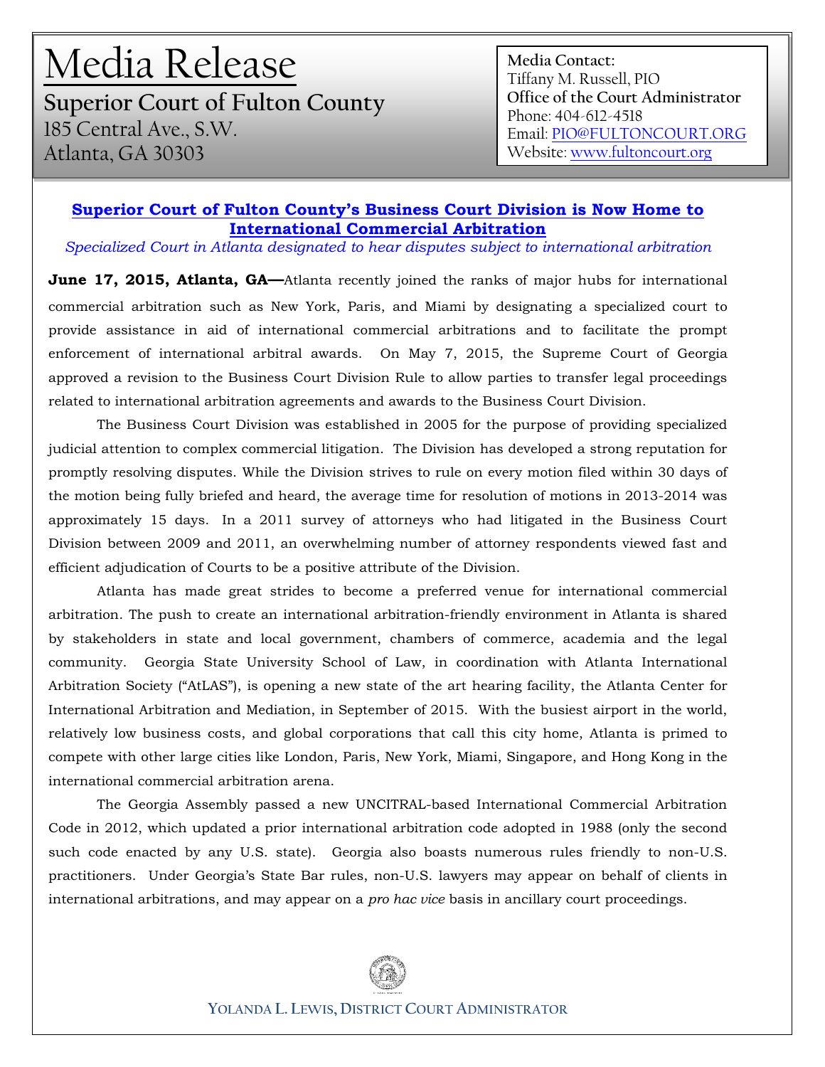# Media Release

**Superior Court of Fulton County**
185 Central Ave., S.W.
Atlanta, GA 30303

**Media Contact:**
Tiffany M. Russell, PIO
**Office of the Court Administrator**
Phone: 404-612-4518
Email: PIO@FULTONCOURT.ORG
Website: www.fultoncourt.org

## Superior Court of Fulton County's Business Court Division is Now Home to International Commercial Arbitration

*Specialized Court in Atlanta designated to hear disputes subject to international arbitration*

**June 17, 2015, Atlanta, GA—**Atlanta recently joined the ranks of major hubs for international commercial arbitration such as New York, Paris, and Miami by designating a specialized court to provide assistance in aid of international commercial arbitrations and to facilitate the prompt enforcement of international arbitral awards. On May 7, 2015, the Supreme Court of Georgia approved a revision to the Business Court Division Rule to allow parties to transfer legal proceedings related to international arbitration agreements and awards to the Business Court Division.

The Business Court Division was established in 2005 for the purpose of providing specialized judicial attention to complex commercial litigation. The Division has developed a strong reputation for promptly resolving disputes. While the Division strives to rule on every motion filed within 30 days of the motion being fully briefed and heard, the average time for resolution of motions in 2013-2014 was approximately 15 days. In a 2011 survey of attorneys who had litigated in the Business Court Division between 2009 and 2011, an overwhelming number of attorney respondents viewed fast and efficient adjudication of Courts to be a positive attribute of the Division.

Atlanta has made great strides to become a preferred venue for international commercial arbitration. The push to create an international arbitration-friendly environment in Atlanta is shared by stakeholders in state and local government, chambers of commerce, academia and the legal community. Georgia State University School of Law, in coordination with Atlanta International Arbitration Society ("AtLAS"), is opening a new state of the art hearing facility, the Atlanta Center for International Arbitration and Mediation, in September of 2015. With the busiest airport in the world, relatively low business costs, and global corporations that call this city home, Atlanta is primed to compete with other large cities like London, Paris, New York, Miami, Singapore, and Hong Kong in the international commercial arbitration arena.

The Georgia Assembly passed a new UNCITRAL-based International Commercial Arbitration Code in 2012, which updated a prior international arbitration code adopted in 1988 (only the second such code enacted by any U.S. state). Georgia also boasts numerous rules friendly to non-U.S. practitioners. Under Georgia's State Bar rules, non-U.S. lawyers may appear on behalf of clients in international arbitrations, and may appear on a *pro hac vice* basis in ancillary court proceedings.

YOLANDA L. LEWIS, DISTRICT COURT ADMINISTRATOR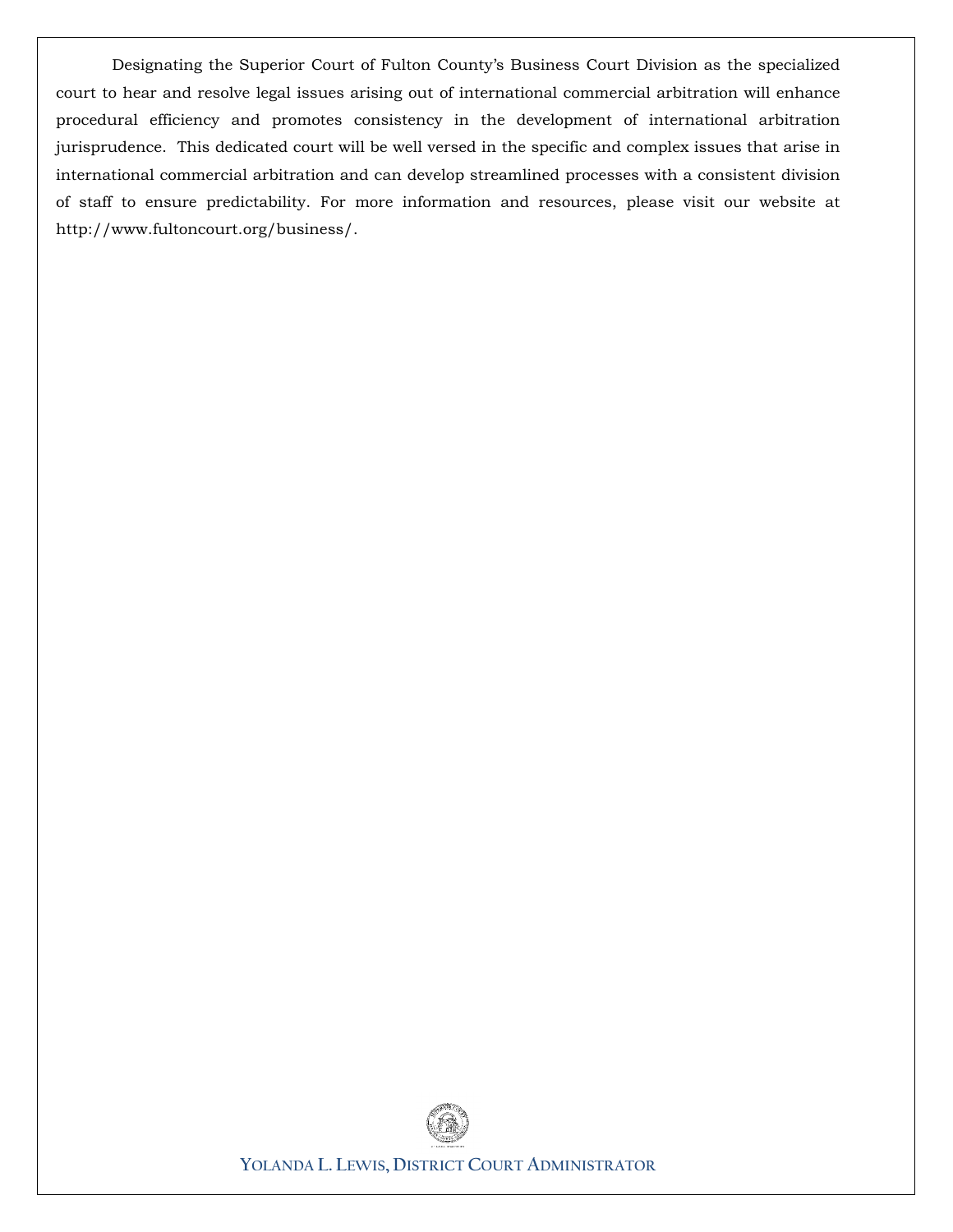Designating the Superior Court of Fulton County's Business Court Division as the specialized court to hear and resolve legal issues arising out of international commercial arbitration will enhance procedural efficiency and promotes consistency in the development of international arbitration jurisprudence. This dedicated court will be well versed in the specific and complex issues that arise in international commercial arbitration and can develop streamlined processes with a consistent division of staff to ensure predictability. For more information and resources, please visit our website at http://www.fultoncourt.org/business/.

YOLANDA L. LEWIS, DISTRICT COURT ADMINISTRATOR